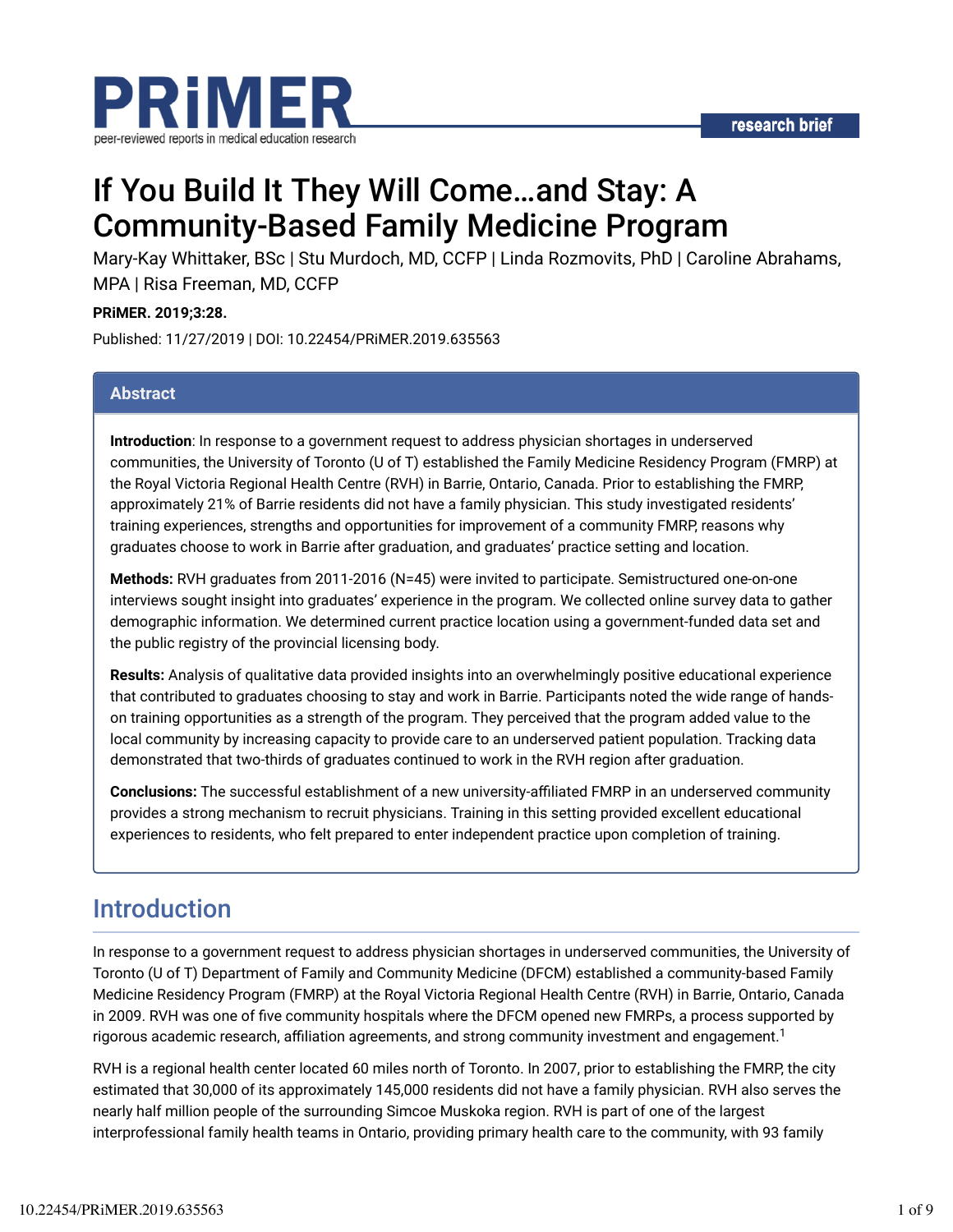# If You Build It They Will Come…and Stay: A Community-Based Family Medicine Program

Mary-Kay Whittaker, BSc | Stu Murdoch, MD, CCFP | Linda Rozmovits, PhD | Caroline Abrahams, MPA | Risa Freeman, MD, CCFP

**PRiMER. 2019;3:28.**

Published: 11/27/2019 | DOI: 10.22454/PRiMER.2019.635563

## Abstract

**Introduction**: In response to a government request to address physician shortages in underserved communities, the University of Toronto (U of T) established the Family Medicine Residency Program (FMRP) at the Royal Victoria Regional Health Centre (RVH) in Barrie, Ontario, Canada. Prior to establishing the FMRP, approximately 21% of Barrie residents did not have a family physician. This study investigated residents' training experiences, strengths and opportunities for improvement of a community FMRP, reasons why graduates choose to work in Barrie after graduation, and graduates' practice setting and location.

**Methods:** RVH graduates from 2011-2016 (N=45) were invited to participate. Semistructured one-on-one interviews sought insight into graduates' experience in the program. We collected online survey data to gather demographic information. We determined current practice location using a government-funded data set and the public registry of the provincial licensing body.

**Results:** Analysis of qualitative data provided insights into an overwhelmingly positive educational experience that contributed to graduates choosing to stay and work in Barrie. Participants noted the wide range of hands-on training opportunities as a strength of the program. They perceived that the program added value to the local community by increasing capacity to provide care to an underserved patient population. Tracking data demonstrated that two-thirds of graduates continued to work in the RVH region after graduation.

**Conclusions:** The successful establishment of a new university-affiliated FMRP in an underserved community provides a strong mechanism to recruit physicians. Training in this setting provided excellent educational experiences to residents, who felt prepared to enter independent practice upon completion of training.

## Introduction

In response to a government request to address physician shortages in underserved communities, the University of Toronto (U of T) Department of Family and Community Medicine (DFCM) established a community-based Family Medicine Residency Program (FMRP) at the Royal Victoria Regional Health Centre (RVH) in Barrie, Ontario, Canada in 2009. RVH was one of five community hospitals where the DFCM opened new FMRPs, a process supported by rigorous academic research, affiliation agreements, and strong community investment and engagement.[1]

RVH is a regional health center located 60 miles north of Toronto. In 2007, prior to establishing the FMRP, the city estimated that 30,000 of its approximately 145,000 residents did not have a family physician. RVH also serves the nearly half million people of the surrounding Simcoe Muskoka region. RVH is part of one of the largest interprofessional family health teams in Ontario, providing primary health care to the community, with 93 family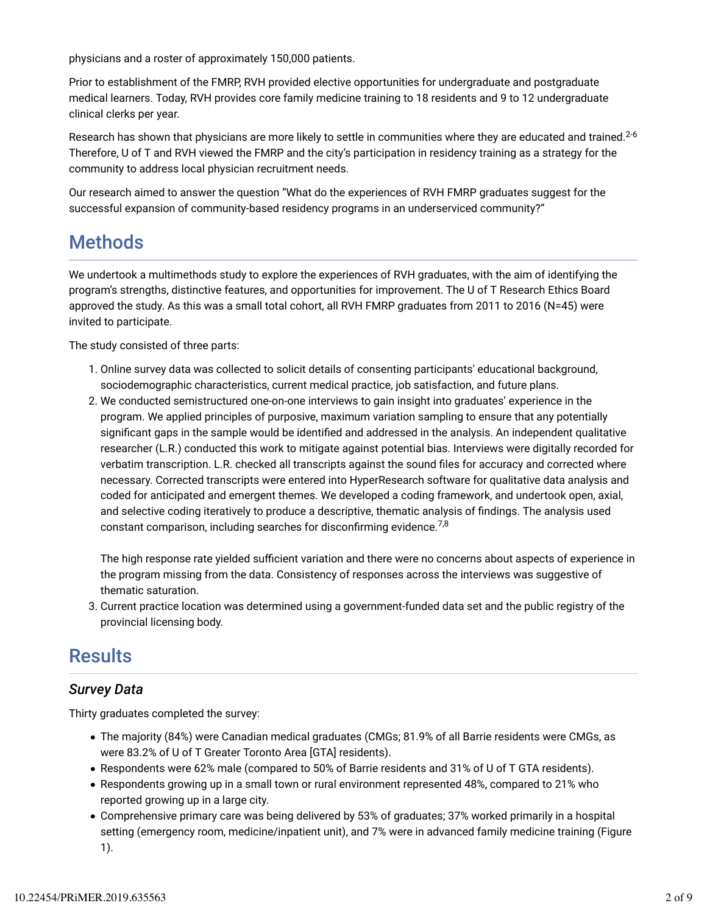physicians and a roster of approximately 150,000 patients.

Prior to establishment of the FMRP, RVH provided elective opportunities for undergraduate and postgraduate medical learners. Today, RVH provides core family medicine training to 18 residents and 9 to 12 undergraduate clinical clerks per year.

Research has shown that physicians are more likely to settle in communities where they are educated and trained.[2-6] Therefore, U of T and RVH viewed the FMRP and the city's participation in residency training as a strategy for the community to address local physician recruitment needs.

Our research aimed to answer the question "What do the experiences of RVH FMRP graduates suggest for the successful expansion of community-based residency programs in an underserviced community?"

## Methods

We undertook a multimethods study to explore the experiences of RVH graduates, with the aim of identifying the program's strengths, distinctive features, and opportunities for improvement. The U of T Research Ethics Board approved the study. As this was a small total cohort, all RVH FMRP graduates from 2011 to 2016 (N=45) were invited to participate.

The study consisted of three parts:

1. Online survey data was collected to solicit details of consenting participants' educational background, sociodemographic characteristics, current medical practice, job satisfaction, and future plans.
2. We conducted semistructured one-on-one interviews to gain insight into graduates' experience in the program. We applied principles of purposive, maximum variation sampling to ensure that any potentially significant gaps in the sample would be identified and addressed in the analysis. An independent qualitative researcher (L.R.) conducted this work to mitigate against potential bias. Interviews were digitally recorded for verbatim transcription. L.R. checked all transcripts against the sound files for accuracy and corrected where necessary. Corrected transcripts were entered into HyperResearch software for qualitative data analysis and coded for anticipated and emergent themes. We developed a coding framework, and undertook open, axial, and selective coding iteratively to produce a descriptive, thematic analysis of findings. The analysis used constant comparison, including searches for disconfirming evidence.[7,8]

   The high response rate yielded sufficient variation and there were no concerns about aspects of experience in the program missing from the data. Consistency of responses across the interviews was suggestive of thematic saturation.
3. Current practice location was determined using a government-funded data set and the public registry of the provincial licensing body.

## Results

### *Survey Data*

Thirty graduates completed the survey:

- The majority (84%) were Canadian medical graduates (CMGs; 81.9% of all Barrie residents were CMGs, as were 83.2% of U of T Greater Toronto Area [GTA] residents).
- Respondents were 62% male (compared to 50% of Barrie residents and 31% of U of T GTA residents).
- Respondents growing up in a small town or rural environment represented 48%, compared to 21% who reported growing up in a large city.
- Comprehensive primary care was being delivered by 53% of graduates; 37% worked primarily in a hospital setting (emergency room, medicine/inpatient unit), and 7% were in advanced family medicine training (Figure 1).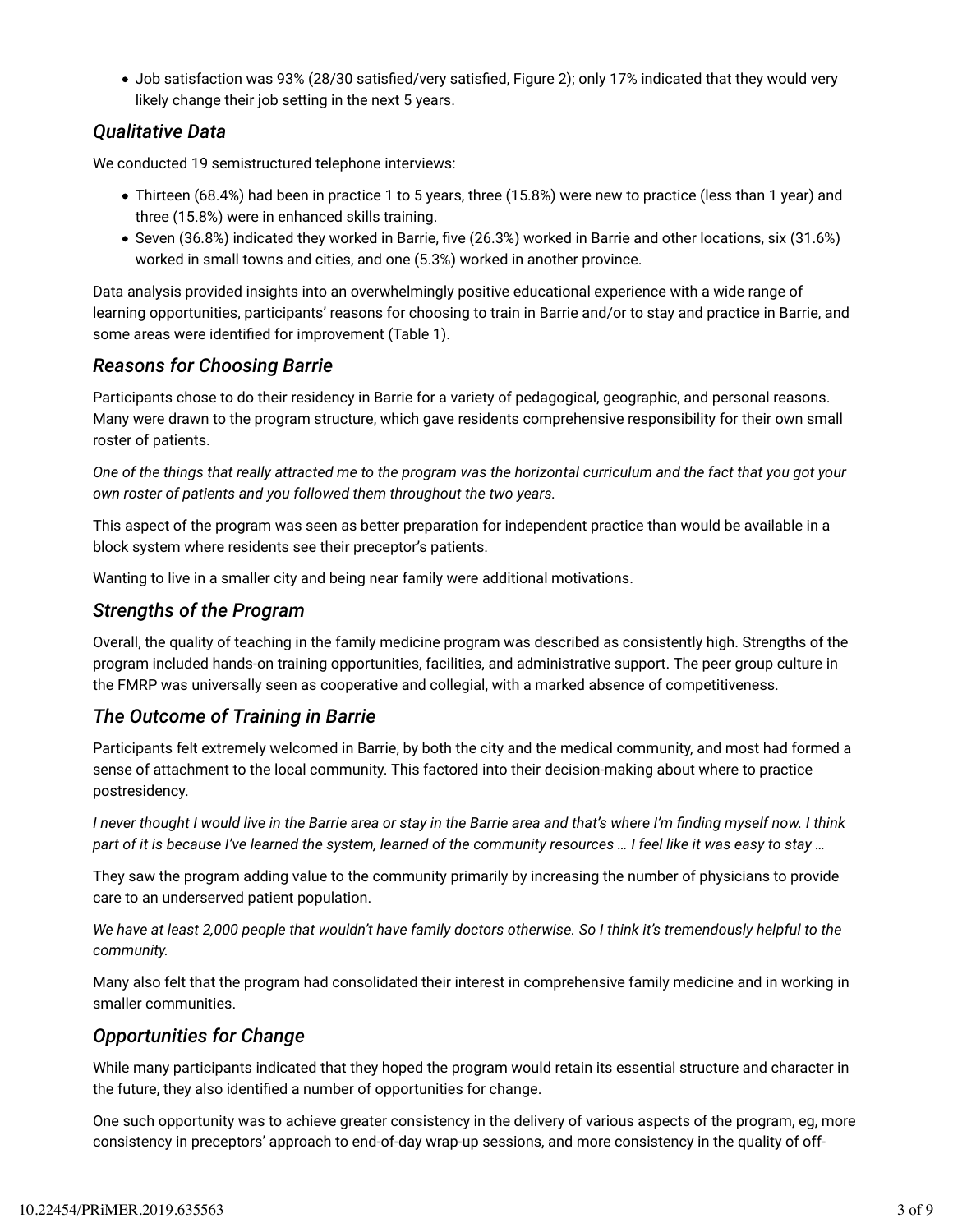- Job satisfaction was 93% (28/30 satisfied/very satisfied, Figure 2); only 17% indicated that they would very likely change their job setting in the next 5 years.

### *Qualitative Data*

We conducted 19 semistructured telephone interviews:

- Thirteen (68.4%) had been in practice 1 to 5 years, three (15.8%) were new to practice (less than 1 year) and three (15.8%) were in enhanced skills training.
- Seven (36.8%) indicated they worked in Barrie, five (26.3%) worked in Barrie and other locations, six (31.6%) worked in small towns and cities, and one (5.3%) worked in another province.

Data analysis provided insights into an overwhelmingly positive educational experience with a wide range of learning opportunities, participants' reasons for choosing to train in Barrie and/or to stay and practice in Barrie, and some areas were identified for improvement (Table 1).

### *Reasons for Choosing Barrie*

Participants chose to do their residency in Barrie for a variety of pedagogical, geographic, and personal reasons. Many were drawn to the program structure, which gave residents comprehensive responsibility for their own small roster of patients.

*One of the things that really attracted me to the program was the horizontal curriculum and the fact that you got your own roster of patients and you followed them throughout the two years.*

This aspect of the program was seen as better preparation for independent practice than would be available in a block system where residents see their preceptor's patients.

Wanting to live in a smaller city and being near family were additional motivations.

### *Strengths of the Program*

Overall, the quality of teaching in the family medicine program was described as consistently high. Strengths of the program included hands-on training opportunities, facilities, and administrative support. The peer group culture in the FMRP was universally seen as cooperative and collegial, with a marked absence of competitiveness.

### *The Outcome of Training in Barrie*

Participants felt extremely welcomed in Barrie, by both the city and the medical community, and most had formed a sense of attachment to the local community. This factored into their decision-making about where to practice postresidency.

*I never thought I would live in the Barrie area or stay in the Barrie area and that's where I'm finding myself now. I think part of it is because I've learned the system, learned of the community resources … I feel like it was easy to stay …*

They saw the program adding value to the community primarily by increasing the number of physicians to provide care to an underserved patient population.

*We have at least 2,000 people that wouldn't have family doctors otherwise. So I think it's tremendously helpful to the community.*

Many also felt that the program had consolidated their interest in comprehensive family medicine and in working in smaller communities.

### *Opportunities for Change*

While many participants indicated that they hoped the program would retain its essential structure and character in the future, they also identified a number of opportunities for change.

One such opportunity was to achieve greater consistency in the delivery of various aspects of the program, eg, more consistency in preceptors' approach to end-of-day wrap-up sessions, and more consistency in the quality of off-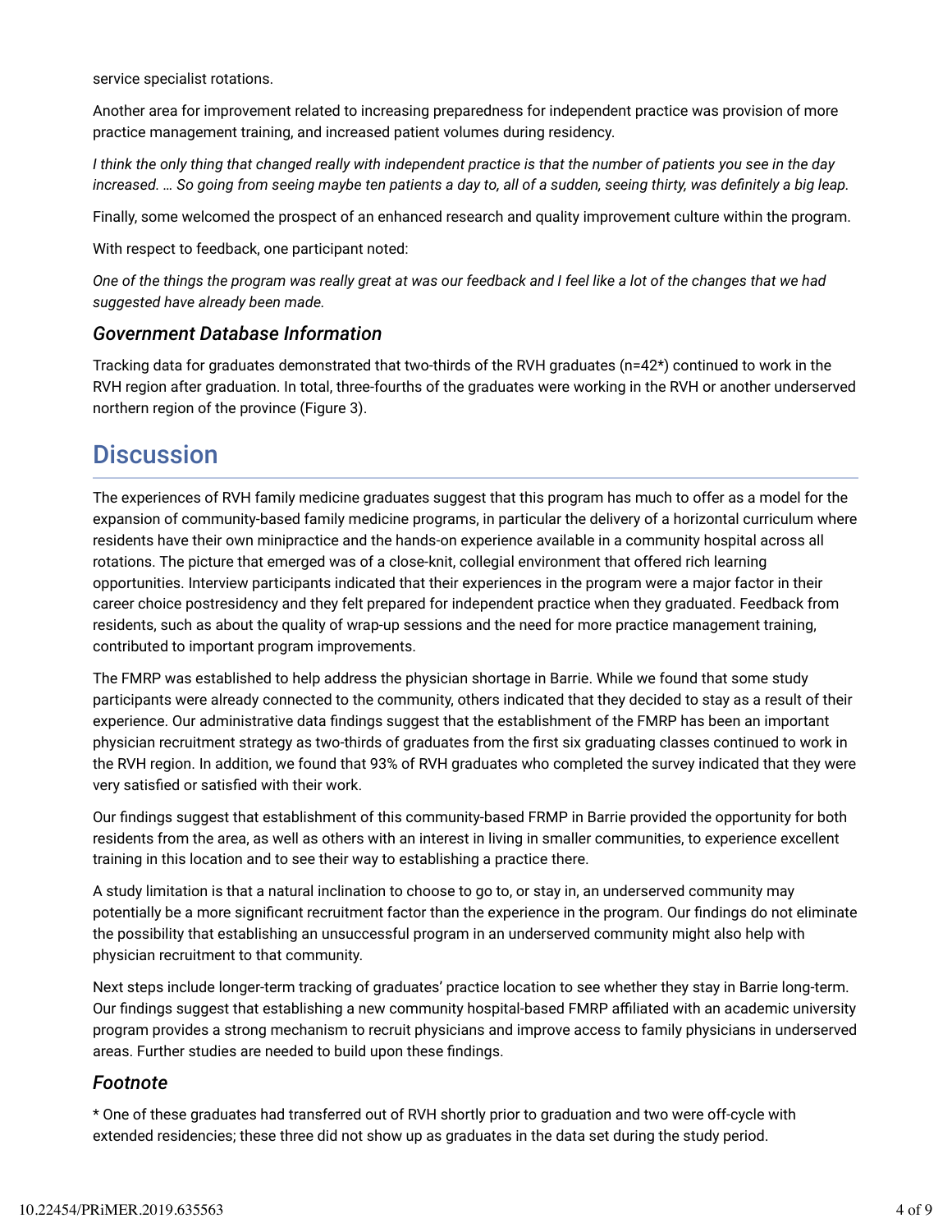service specialist rotations.

Another area for improvement related to increasing preparedness for independent practice was provision of more practice management training, and increased patient volumes during residency.

*I think the only thing that changed really with independent practice is that the number of patients you see in the day increased. … So going from seeing maybe ten patients a day to, all of a sudden, seeing thirty, was definitely a big leap.*

Finally, some welcomed the prospect of an enhanced research and quality improvement culture within the program.

With respect to feedback, one participant noted:

*One of the things the program was really great at was our feedback and I feel like a lot of the changes that we had suggested have already been made.*

### Government Database Information

Tracking data for graduates demonstrated that two-thirds of the RVH graduates (n=42*) continued to work in the RVH region after graduation. In total, three-fourths of the graduates were working in the RVH or another underserved northern region of the province (Figure 3).

## Discussion

The experiences of RVH family medicine graduates suggest that this program has much to offer as a model for the expansion of community-based family medicine programs, in particular the delivery of a horizontal curriculum where residents have their own minipractice and the hands-on experience available in a community hospital across all rotations. The picture that emerged was of a close-knit, collegial environment that offered rich learning opportunities. Interview participants indicated that their experiences in the program were a major factor in their career choice postresidency and they felt prepared for independent practice when they graduated. Feedback from residents, such as about the quality of wrap-up sessions and the need for more practice management training, contributed to important program improvements.

The FMRP was established to help address the physician shortage in Barrie. While we found that some study participants were already connected to the community, others indicated that they decided to stay as a result of their experience. Our administrative data findings suggest that the establishment of the FMRP has been an important physician recruitment strategy as two-thirds of graduates from the first six graduating classes continued to work in the RVH region. In addition, we found that 93% of RVH graduates who completed the survey indicated that they were very satisfied or satisfied with their work.

Our findings suggest that establishment of this community-based FRMP in Barrie provided the opportunity for both residents from the area, as well as others with an interest in living in smaller communities, to experience excellent training in this location and to see their way to establishing a practice there.

A study limitation is that a natural inclination to choose to go to, or stay in, an underserved community may potentially be a more significant recruitment factor than the experience in the program. Our findings do not eliminate the possibility that establishing an unsuccessful program in an underserved community might also help with physician recruitment to that community.

Next steps include longer-term tracking of graduates' practice location to see whether they stay in Barrie long-term. Our findings suggest that establishing a new community hospital-based FMRP affiliated with an academic university program provides a strong mechanism to recruit physicians and improve access to family physicians in underserved areas. Further studies are needed to build upon these findings.

### Footnote

* One of these graduates had transferred out of RVH shortly prior to graduation and two were off-cycle with extended residencies; these three did not show up as graduates in the data set during the study period.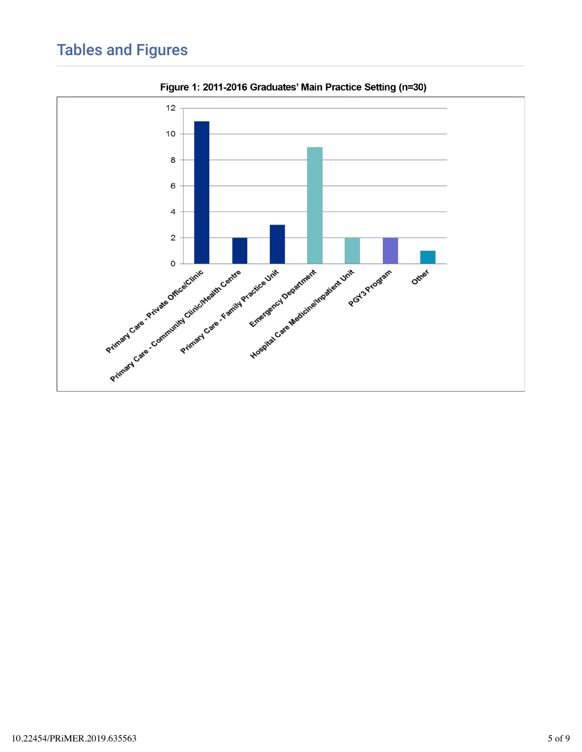## Tables and Figures

**Figure 1: 2011-2016 Graduates' Main Practice Setting (n=30)**

| Main Practice Setting | Number |
| --- | --- |
| Primary Care - Private Office/Clinic | 11 |
| Primary Care - Community Clinic/Health Centre | 2 |
| Primary Care - Family Practice Unit | 3 |
| Emergency Department | 9 |
| Hospital Care Medicine/Inpatient Unit | 2 |
| PGY3 Program | 2 |
| Other | 1 |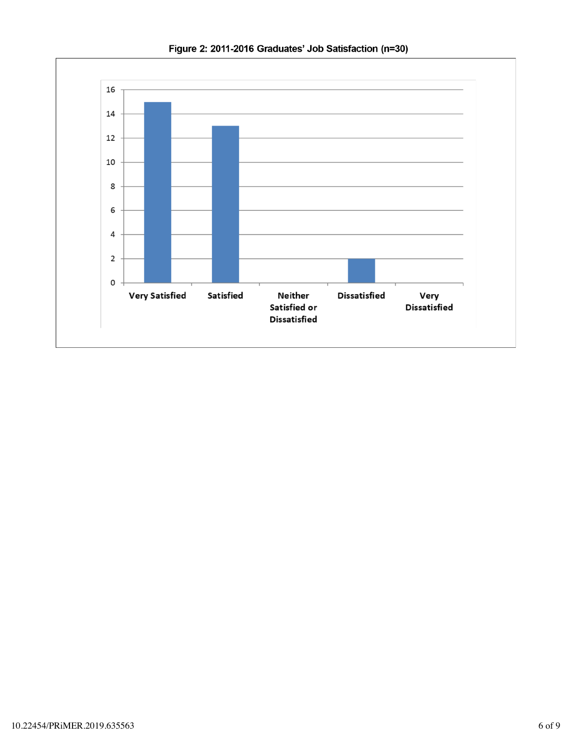Figure 2: 2011-2016 Graduates' Job Satisfaction (n=30)

| Response | Count |
| --- | --- |
| Very Satisfied | 15 |
| Satisfied | 13 |
| Neither Satisfied or Dissatisfied | 0 |
| Dissatisfied | 2 |
| Very Dissatisfied | 0 |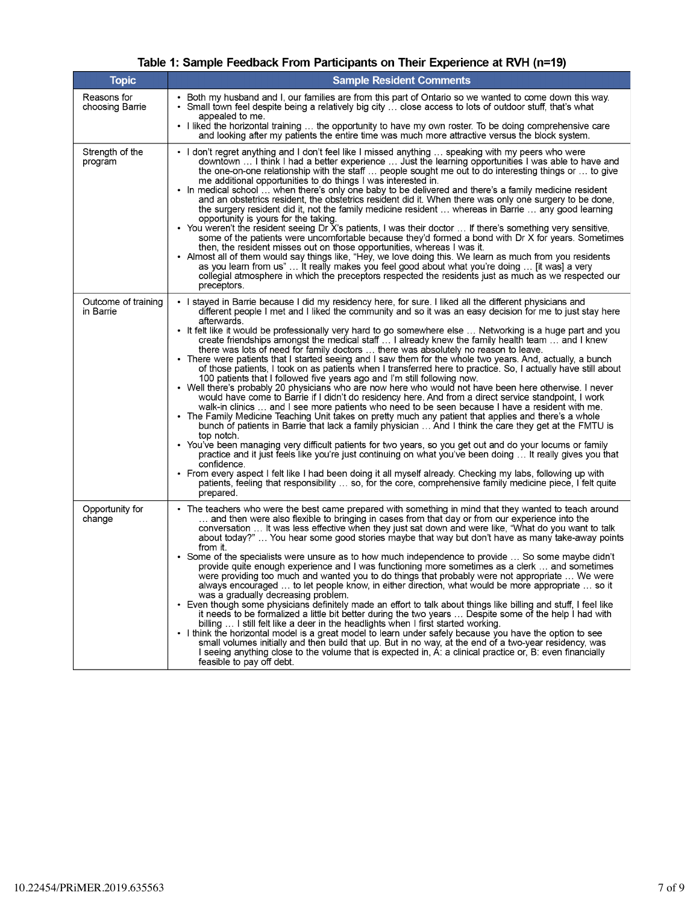**Table 1: Sample Feedback From Participants on Their Experience at RVH (n=19)**

| Topic | Sample Resident Comments |
|---|---|
| Reasons for choosing Barrie | • Both my husband and I, our families are from this part of Ontario so we wanted to come down this way.<br>• Small town feel despite being a relatively big city … close access to lots of outdoor stuff, that's what appealed to me.<br>• I liked the horizontal training … the opportunity to have my own roster. To be doing comprehensive care and looking after my patients the entire time was much more attractive versus the block system. |
| Strength of the program | • I don't regret anything and I don't feel like I missed anything … speaking with my peers who were downtown … I think I had a better experience … Just the learning opportunities I was able to have and the one-on-one relationship with the staff … people sought me out to do interesting things or … to give me additional opportunities to do things I was interested in.<br>• In medical school … when there's only one baby to be delivered and there's a family medicine resident and an obstetrics resident, the obstetrics resident did it. When there was only one surgery to be done, the surgery resident did it, not the family medicine resident … whereas in Barrie … any good learning opportunity is yours for the taking.<br>• You weren't the resident seeing Dr X's patients, I was their doctor … If there's something very sensitive, some of the patients were uncomfortable because they'd formed a bond with Dr X for years. Sometimes then, the resident misses out on those opportunities, whereas I was it.<br>• Almost all of them would say things like, "Hey, we love doing this. We learn as much from you residents as you learn from us" … It really makes you feel good about what you're doing … [it was] a very collegial atmosphere in which the preceptors respected the residents just as much as we respected our preceptors. |
| Outcome of training in Barrie | • I stayed in Barrie because I did my residency here, for sure. I liked all the different physicians and different people I met and I liked the community and so it was an easy decision for me to just stay here afterwards.<br>• It felt like it would be professionally very hard to go somewhere else … Networking is a huge part and you create friendships amongst the medical staff … I already knew the family health team … and I knew there was lots of need for family doctors … there was absolutely no reason to leave.<br>• There were patients that I started seeing and I saw them for the whole two years. And, actually, a bunch of those patients, I took on as patients when I transferred here to practice. So, I actually have still about 100 patients that I followed five years ago and I'm still following now.<br>• Well there's probably 20 physicians who are now here who would not have been here otherwise. I never would have come to Barrie if I didn't do residency here. And from a direct service standpoint, I work walk-in clinics … and I see more patients who need to be seen because I have a resident with me.<br>• The Family Medicine Teaching Unit takes on pretty much any patient that applies and there's a whole bunch of patients in Barrie that lack a family physician … And I think the care they get at the FMTU is top notch.<br>• You've been managing very difficult patients for two years, so you get out and do your locums or family practice and it just feels like you're just continuing on what you've been doing … It really gives you that confidence.<br>• From every aspect I felt like I had been doing it all myself already. Checking my labs, following up with patients, feeling that responsibility … so, for the core, comprehensive family medicine piece, I felt quite prepared. |
| Opportunity for change | • The teachers who were the best came prepared with something in mind that they wanted to teach around … and then were also flexible to bringing in cases from that day or from our experience into the conversation … It was less effective when they just sat down and were like, "What do you want to talk about today?" … You hear some good stories maybe that way but don't have as many take-away points from it.<br>• Some of the specialists were unsure as to how much independence to provide … So some maybe didn't provide quite enough experience and I was functioning more sometimes as a clerk … and sometimes were providing too much and wanted you to do things that probably were not appropriate … We were always encouraged … to let people know, in either direction, what would be more appropriate … so it was a gradually decreasing problem.<br>• Even though some physicians definitely made an effort to talk about things like billing and stuff, I feel like it needs to be formalized a little bit better during the two years … Despite some of the help I had with billing … I still felt like a deer in the headlights when I first started working.<br>• I think the horizontal model is a great model to learn under safely because you have the option to see small volumes initially and then build that up. But in no way, at the end of a two-year residency, was I seeing anything close to the volume that is expected in, A: a clinical practice or, B: even financially feasible to pay off debt. |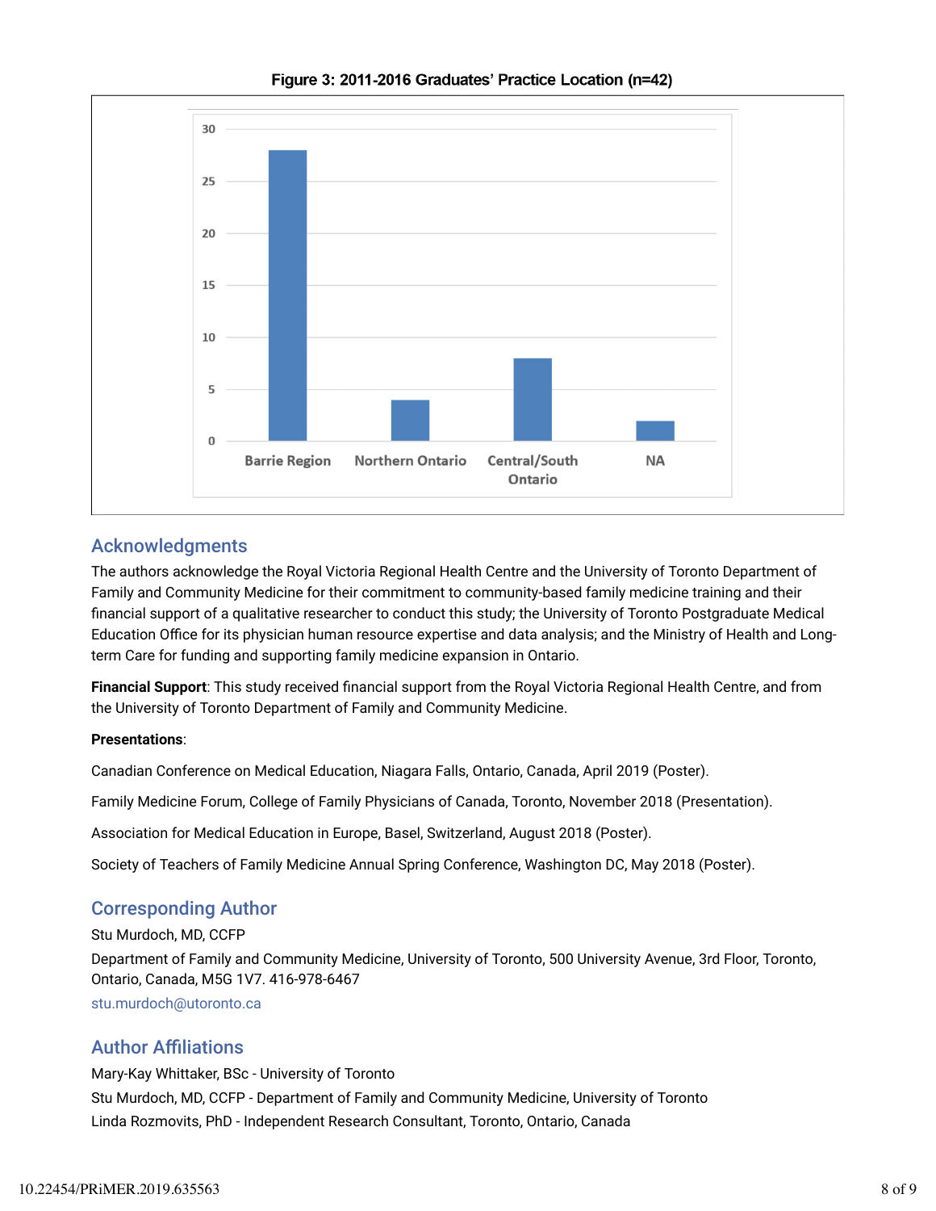**Figure 3: 2011-2016 Graduates' Practice Location (n=42)**

## Acknowledgments

The authors acknowledge the Royal Victoria Regional Health Centre and the University of Toronto Department of Family and Community Medicine for their commitment to community-based family medicine training and their financial support of a qualitative researcher to conduct this study; the University of Toronto Postgraduate Medical Education Office for its physician human resource expertise and data analysis; and the Ministry of Health and Long-term Care for funding and supporting family medicine expansion in Ontario.

**Financial Support**: This study received financial support from the Royal Victoria Regional Health Centre, and from the University of Toronto Department of Family and Community Medicine.

**Presentations**:

Canadian Conference on Medical Education, Niagara Falls, Ontario, Canada, April 2019 (Poster).

Family Medicine Forum, College of Family Physicians of Canada, Toronto, November 2018 (Presentation).

Association for Medical Education in Europe, Basel, Switzerland, August 2018 (Poster).

Society of Teachers of Family Medicine Annual Spring Conference, Washington DC, May 2018 (Poster).

## Corresponding Author

Stu Murdoch, MD, CCFP

Department of Family and Community Medicine, University of Toronto, 500 University Avenue, 3rd Floor, Toronto, Ontario, Canada, M5G 1V7. 416-978-6467

stu.murdoch@utoronto.ca

## Author Affiliations

Mary-Kay Whittaker, BSc - University of Toronto

Stu Murdoch, MD, CCFP - Department of Family and Community Medicine, University of Toronto

Linda Rozmovits, PhD - Independent Research Consultant, Toronto, Ontario, Canada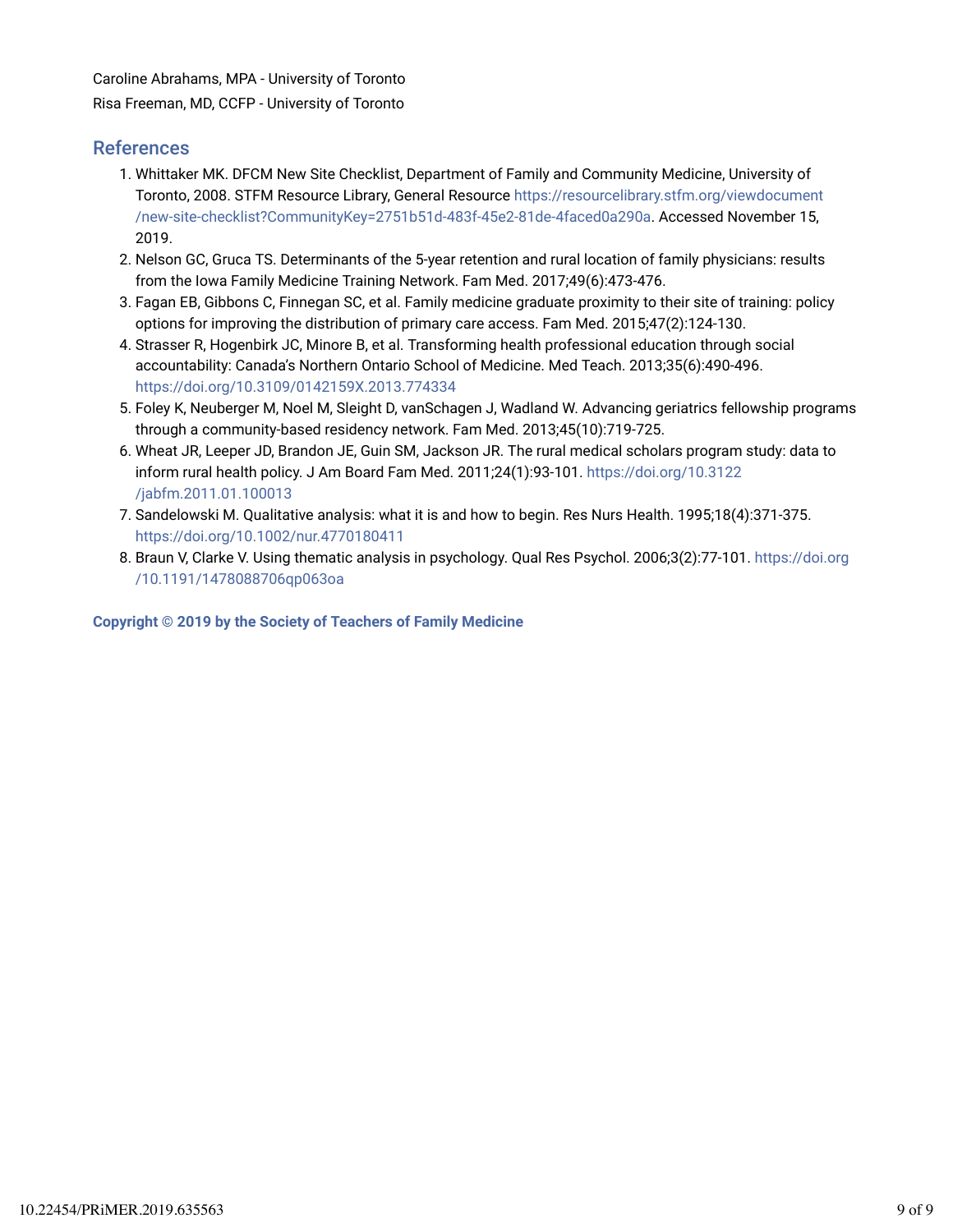Caroline Abrahams, MPA - University of Toronto

Risa Freeman, MD, CCFP - University of Toronto

## References

1. Whittaker MK. DFCM New Site Checklist, Department of Family and Community Medicine, University of Toronto, 2008. STFM Resource Library, General Resource https://resourcelibrary.stfm.org/viewdocument/new-site-checklist?CommunityKey=2751b51d-483f-45e2-81de-4faced0a290a. Accessed November 15, 2019.
2. Nelson GC, Gruca TS. Determinants of the 5-year retention and rural location of family physicians: results from the Iowa Family Medicine Training Network. Fam Med. 2017;49(6):473-476.
3. Fagan EB, Gibbons C, Finnegan SC, et al. Family medicine graduate proximity to their site of training: policy options for improving the distribution of primary care access. Fam Med. 2015;47(2):124-130.
4. Strasser R, Hogenbirk JC, Minore B, et al. Transforming health professional education through social accountability: Canada's Northern Ontario School of Medicine. Med Teach. 2013;35(6):490-496. https://doi.org/10.3109/0142159X.2013.774334
5. Foley K, Neuberger M, Noel M, Sleight D, vanSchagen J, Wadland W. Advancing geriatrics fellowship programs through a community-based residency network. Fam Med. 2013;45(10):719-725.
6. Wheat JR, Leeper JD, Brandon JE, Guin SM, Jackson JR. The rural medical scholars program study: data to inform rural health policy. J Am Board Fam Med. 2011;24(1):93-101. https://doi.org/10.3122/jabfm.2011.01.100013
7. Sandelowski M. Qualitative analysis: what it is and how to begin. Res Nurs Health. 1995;18(4):371-375. https://doi.org/10.1002/nur.4770180411
8. Braun V, Clarke V. Using thematic analysis in psychology. Qual Res Psychol. 2006;3(2):77-101. https://doi.org/10.1191/1478088706qp063oa

**Copyright © 2019 by the Society of Teachers of Family Medicine**